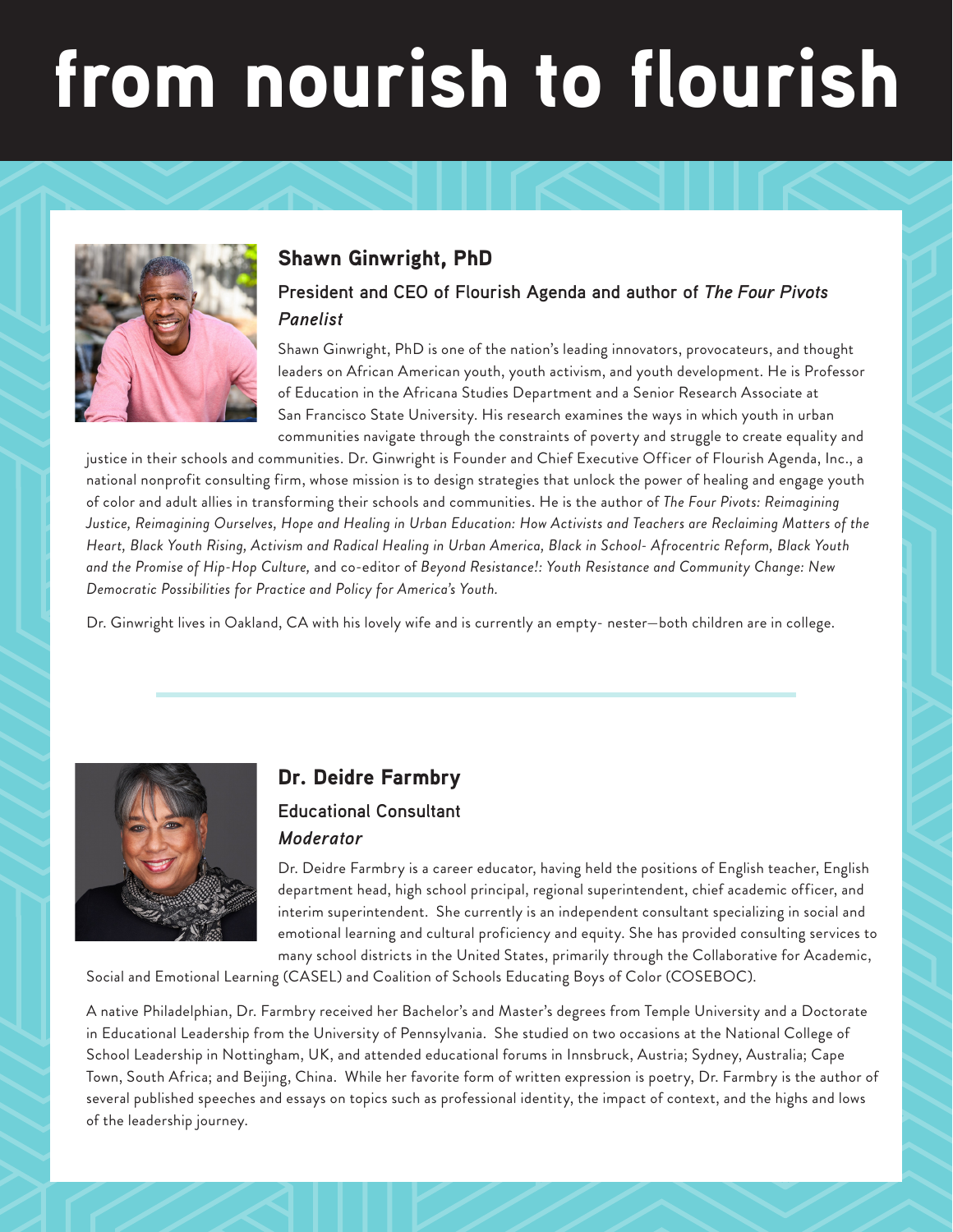# from nourish to flourish

### Shawn Ginwright, PhD

**President and CEO of Flourish Agenda and author of *The Four Pivots***
***Panelist***

Shawn Ginwright, PhD is one of the nation's leading innovators, provocateurs, and thought leaders on African American youth, youth activism, and youth development. He is Professor of Education in the Africana Studies Department and a Senior Research Associate at San Francisco State University. His research examines the ways in which youth in urban communities navigate through the constraints of poverty and struggle to create equality and justice in their schools and communities. Dr. Ginwright is Founder and Chief Executive Officer of Flourish Agenda, Inc., a national nonprofit consulting firm, whose mission is to design strategies that unlock the power of healing and engage youth of color and adult allies in transforming their schools and communities. He is the author of *The Four Pivots: Reimagining Justice, Reimagining Ourselves, Hope and Healing in Urban Education: How Activists and Teachers are Reclaiming Matters of the Heart, Black Youth Rising, Activism and Radical Healing in Urban America, Black in School- Afrocentric Reform, Black Youth and the Promise of Hip-Hop Culture,* and co-editor of *Beyond Resistance!: Youth Resistance and Community Change: New Democratic Possibilities for Practice and Policy for America's Youth.*

Dr. Ginwright lives in Oakland, CA with his lovely wife and is currently an empty- nester—both children are in college.

---

### Dr. Deidre Farmbry

**Educational Consultant**
***Moderator***

Dr. Deidre Farmbry is a career educator, having held the positions of English teacher, English department head, high school principal, regional superintendent, chief academic officer, and interim superintendent. She currently is an independent consultant specializing in social and emotional learning and cultural proficiency and equity. She has provided consulting services to many school districts in the United States, primarily through the Collaborative for Academic, Social and Emotional Learning (CASEL) and Coalition of Schools Educating Boys of Color (COSEBOC).

A native Philadelphian, Dr. Farmbry received her Bachelor's and Master's degrees from Temple University and a Doctorate in Educational Leadership from the University of Pennsylvania. She studied on two occasions at the National College of School Leadership in Nottingham, UK, and attended educational forums in Innsbruck, Austria; Sydney, Australia; Cape Town, South Africa; and Beijing, China. While her favorite form of written expression is poetry, Dr. Farmbry is the author of several published speeches and essays on topics such as professional identity, the impact of context, and the highs and lows of the leadership journey.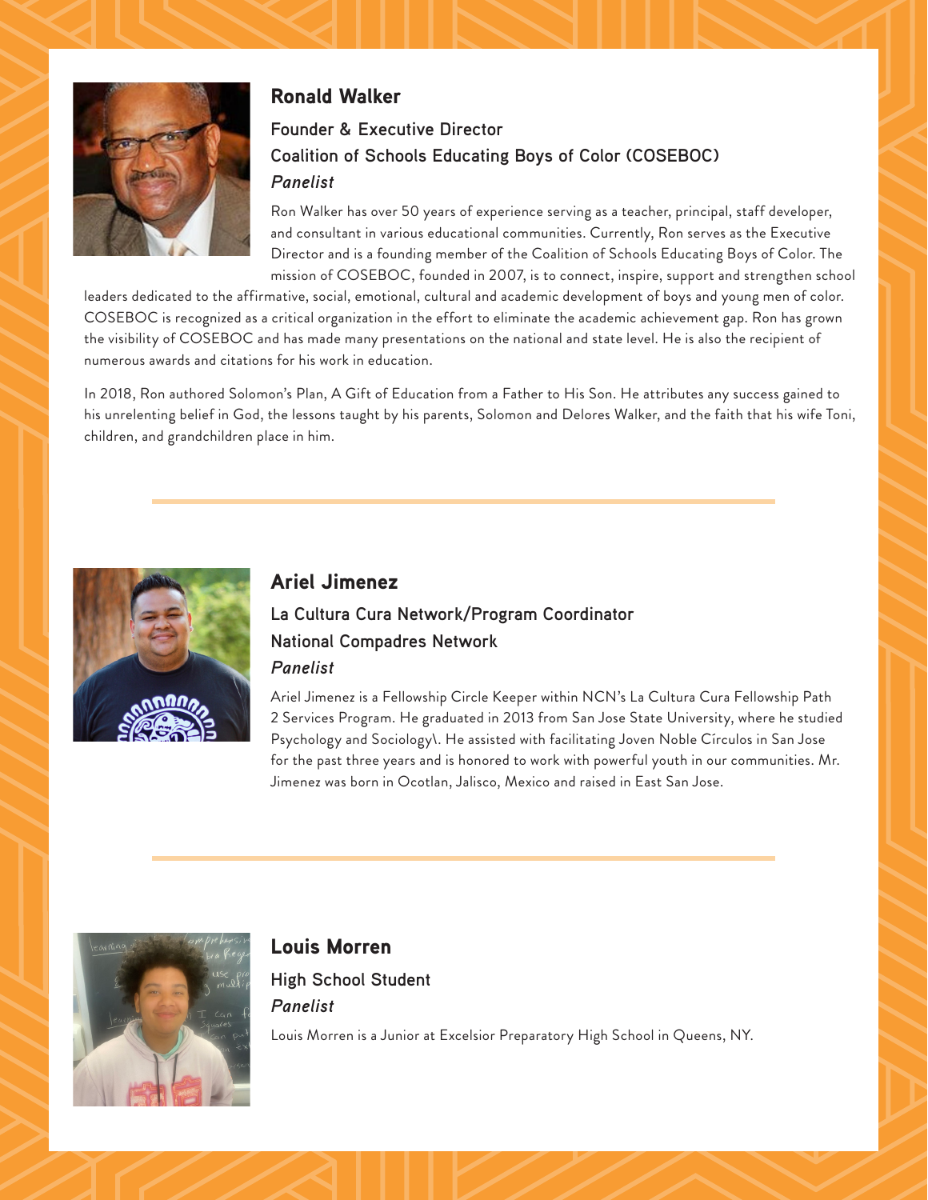## Ronald Walker

### Founder & Executive Director
### Coalition of Schools Educating Boys of Color (COSEBOC)
### *Panelist*

Ron Walker has over 50 years of experience serving as a teacher, principal, staff developer, and consultant in various educational communities. Currently, Ron serves as the Executive Director and is a founding member of the Coalition of Schools Educating Boys of Color. The mission of COSEBOC, founded in 2007, is to connect, inspire, support and strengthen school leaders dedicated to the affirmative, social, emotional, cultural and academic development of boys and young men of color. COSEBOC is recognized as a critical organization in the effort to eliminate the academic achievement gap. Ron has grown the visibility of COSEBOC and has made many presentations on the national and state level. He is also the recipient of numerous awards and citations for his work in education.

In 2018, Ron authored Solomon's Plan, A Gift of Education from a Father to His Son. He attributes any success gained to his unrelenting belief in God, the lessons taught by his parents, Solomon and Delores Walker, and the faith that his wife Toni, children, and grandchildren place in him.

---

## Ariel Jimenez

### La Cultura Cura Network/Program Coordinator
### National Compadres Network
### *Panelist*

Ariel Jimenez is a Fellowship Circle Keeper within NCN's La Cultura Cura Fellowship Path 2 Services Program. He graduated in 2013 from San Jose State University, where he studied Psychology and Sociology\. He assisted with facilitating Joven Noble Círculos in San Jose for the past three years and is honored to work with powerful youth in our communities. Mr. Jimenez was born in Ocotlan, Jalisco, Mexico and raised in East San Jose.

---

## Louis Morren

### High School Student
### *Panelist*

Louis Morren is a Junior at Excelsior Preparatory High School in Queens, NY.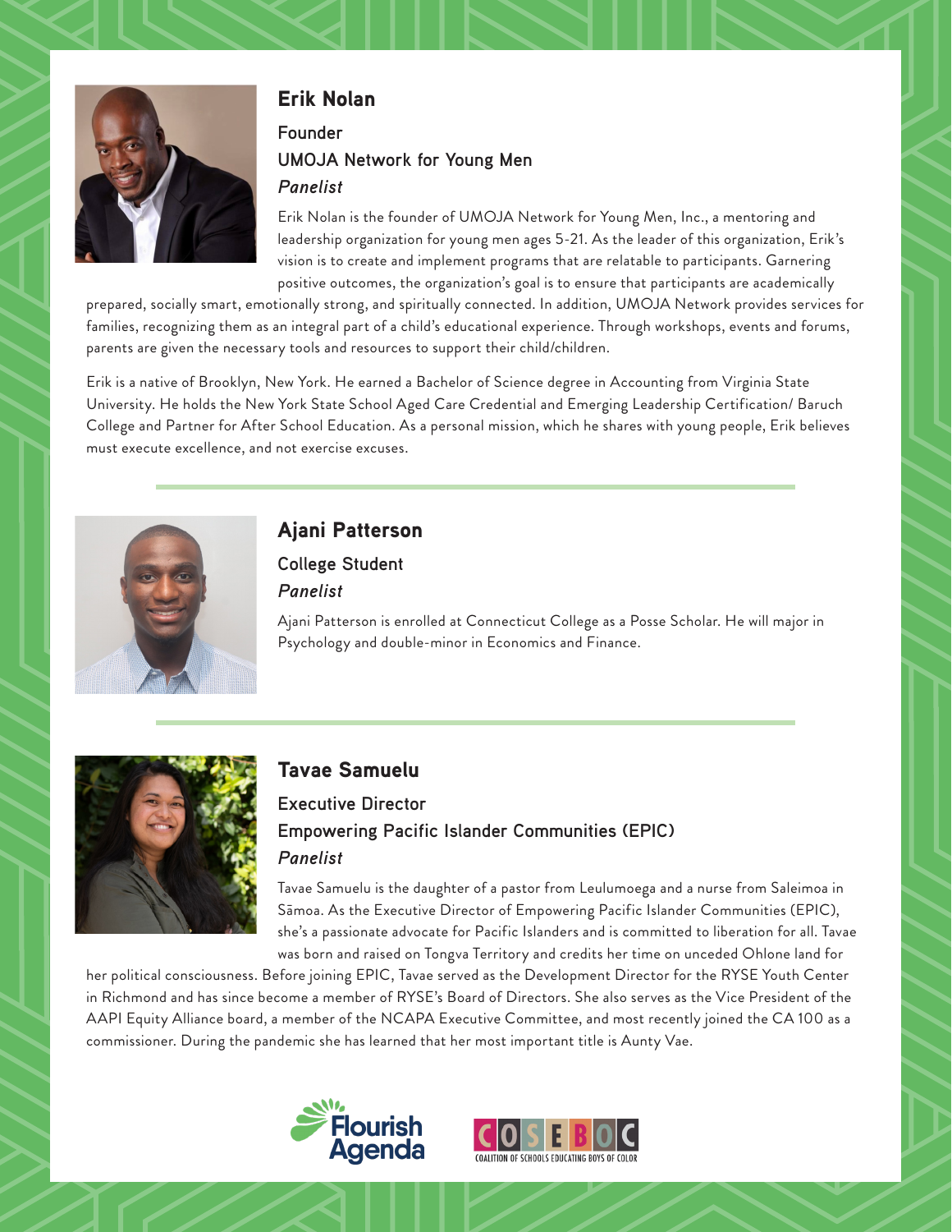## Erik Nolan

**Founder**
**UMOJA Network for Young Men**
***Panelist***

Erik Nolan is the founder of UMOJA Network for Young Men, Inc., a mentoring and leadership organization for young men ages 5-21. As the leader of this organization, Erik's vision is to create and implement programs that are relatable to participants. Garnering positive outcomes, the organization's goal is to ensure that participants are academically prepared, socially smart, emotionally strong, and spiritually connected. In addition, UMOJA Network provides services for families, recognizing them as an integral part of a child's educational experience. Through workshops, events and forums, parents are given the necessary tools and resources to support their child/children.

Erik is a native of Brooklyn, New York. He earned a Bachelor of Science degree in Accounting from Virginia State University. He holds the New York State School Aged Care Credential and Emerging Leadership Certification/ Baruch College and Partner for After School Education. As a personal mission, which he shares with young people, Erik believes must execute excellence, and not exercise excuses.

---

## Ajani Patterson

**College Student**
***Panelist***

Ajani Patterson is enrolled at Connecticut College as a Posse Scholar. He will major in Psychology and double-minor in Economics and Finance.

---

## Tavae Samuelu

**Executive Director**
**Empowering Pacific Islander Communities (EPIC)**
***Panelist***

Tavae Samuelu is the daughter of a pastor from Leulumoega and a nurse from Saleimoa in Sāmoa. As the Executive Director of Empowering Pacific Islander Communities (EPIC), she's a passionate advocate for Pacific Islanders and is committed to liberation for all. Tavae was born and raised on Tongva Territory and credits her time on unceded Ohlone land for her political consciousness. Before joining EPIC, Tavae served as the Development Director for the RYSE Youth Center in Richmond and has since become a member of RYSE's Board of Directors. She also serves as the Vice President of the AAPI Equity Alliance board, a member of the NCAPA Executive Committee, and most recently joined the CA 100 as a commissioner. During the pandemic she has learned that her most important title is Aunty Vae.

Flourish Agenda

COSEBOC
COALITION OF SCHOOLS EDUCATING BOYS OF COLOR